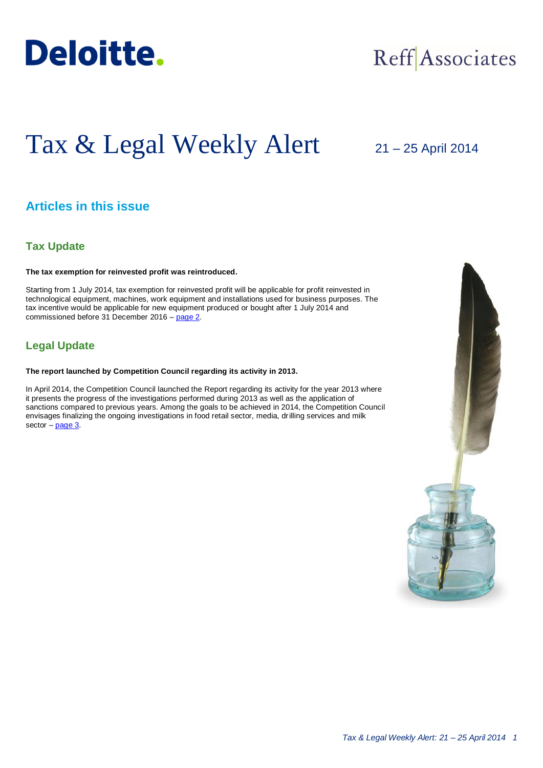Deloitte.

Reff | Associates

# Tax & Legal Weekly Alert

21 – 25 April 2014

## Articles in this issue

### Tax Update

**The tax exemption for reinvested profit was reintroduced.**

Starting from 1 July 2014, tax exemption for reinvested profit will be applicable for profit reinvested in technological equipment, machines, work equipment and installations used for business purposes. The tax incentive would be applicable for new equipment produced or bought after 1 July 2014 and commissioned before 31 December 2016 – page 2.

### Legal Update

**The report launched by Competition Council regarding its activity in 2013.**

In April 2014, the Competition Council launched the Report regarding its activity for the year 2013 where it presents the progress of the investigations performed during 2013 as well as the application of sanctions compared to previous years. Among the goals to be achieved in 2014, the Competition Council envisages finalizing the ongoing investigations in food retail sector, media, drilling services and milk sector – page 3.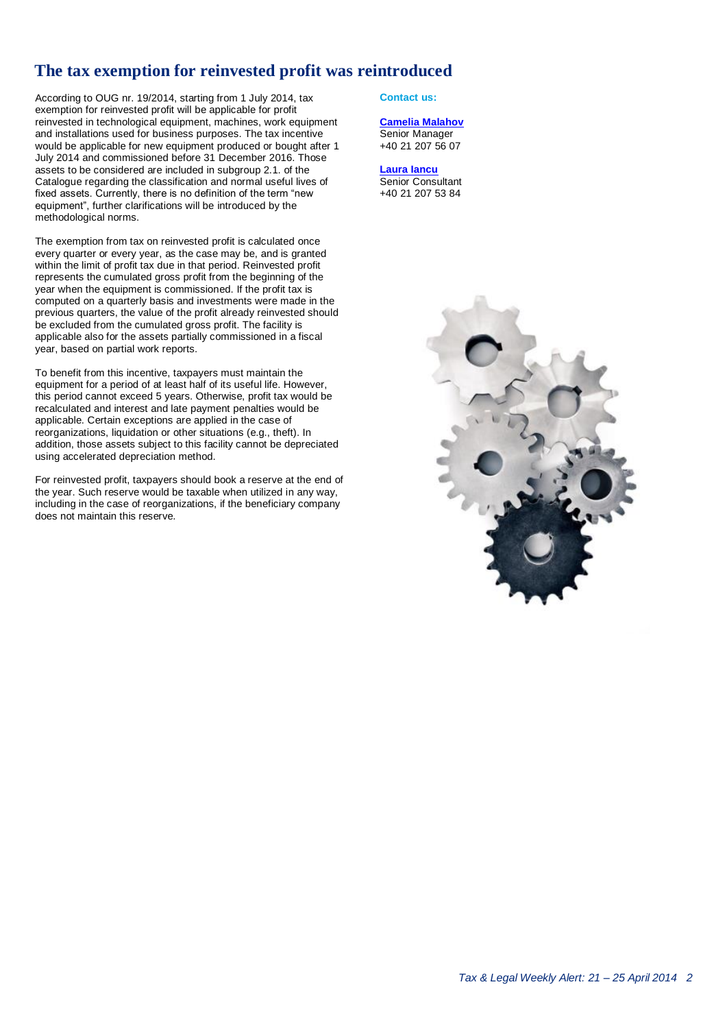# The tax exemption for reinvested profit was reintroduced

According to OUG nr. 19/2014, starting from 1 July 2014, tax exemption for reinvested profit will be applicable for profit reinvested in technological equipment, machines, work equipment and installations used for business purposes. The tax incentive would be applicable for new equipment produced or bought after 1 July 2014 and commissioned before 31 December 2016. Those assets to be considered are included in subgroup 2.1. of the Catalogue regarding the classification and normal useful lives of fixed assets. Currently, there is no definition of the term "new equipment", further clarifications will be introduced by the methodological norms.

The exemption from tax on reinvested profit is calculated once every quarter or every year, as the case may be, and is granted within the limit of profit tax due in that period. Reinvested profit represents the cumulated gross profit from the beginning of the year when the equipment is commissioned. If the profit tax is computed on a quarterly basis and investments were made in the previous quarters, the value of the profit already reinvested should be excluded from the cumulated gross profit. The facility is applicable also for the assets partially commissioned in a fiscal year, based on partial work reports.

To benefit from this incentive, taxpayers must maintain the equipment for a period of at least half of its useful life. However, this period cannot exceed 5 years. Otherwise, profit tax would be recalculated and interest and late payment penalties would be applicable. Certain exceptions are applied in the case of reorganizations, liquidation or other situations (e.g., theft). In addition, those assets subject to this facility cannot be depreciated using accelerated depreciation method.

For reinvested profit, taxpayers should book a reserve at the end of the year. Such reserve would be taxable when utilized in any way, including in the case of reorganizations, if the beneficiary company does not maintain this reserve.

**Contact us:**

**Camelia Malahov**
Senior Manager
+40 21 207 56 07

**Laura Iancu**
Senior Consultant
+40 21 207 53 84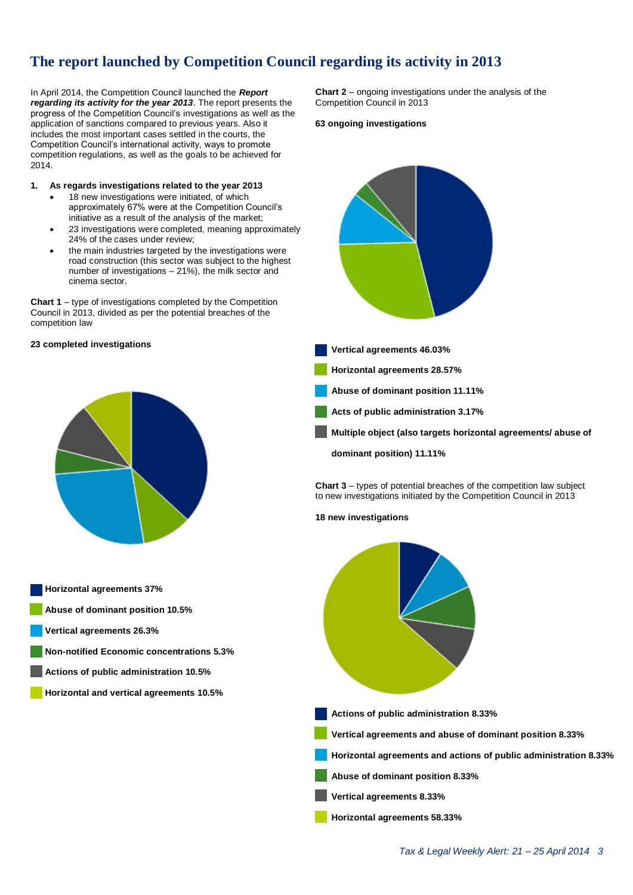# The report launched by Competition Council regarding its activity in 2013

In April 2014, the Competition Council launched the ***Report regarding its activity for the year 2013***. The report presents the progress of the Competition Council's investigations as well as the application of sanctions compared to previous years. Also it includes the most important cases settled in the courts, the Competition Council's international activity, ways to promote competition regulations, as well as the goals to be achieved for 2014.

**1. As regards investigations related to the year 2013**

- 18 new investigations were initiated, of which approximately 67% were at the Competition Council's initiative as a result of the analysis of the market;
- 23 investigations were completed, meaning approximately 24% of the cases under review;
- the main industries targeted by the investigations were road construction (this sector was subject to the highest number of investigations – 21%), the milk sector and cinema sector.

**Chart 1** – type of investigations completed by the Competition Council in 2013, divided as per the potential breaches of the competition law

**23 completed investigations**

- **Horizontal agreements 37%**
- **Abuse of dominant position 10.5%**
- **Vertical agreements 26.3%**
- **Non-notified Economic concentrations 5.3%**
- **Actions of public administration 10.5%**
- **Horizontal and vertical agreements 10.5%**

**Chart 2** – ongoing investigations under the analysis of the Competition Council in 2013

**63 ongoing investigations**

- **Vertical agreements 46.03%**
- **Horizontal agreements 28.57%**
- **Abuse of dominant position 11.11%**
- **Acts of public administration 3.17%**
- **Multiple object (also targets horizontal agreements/ abuse of dominant position) 11.11%**

**Chart 3** – types of potential breaches of the competition law subject to new investigations initiated by the Competition Council in 2013

**18 new investigations**

- **Actions of public administration 8.33%**
- **Vertical agreements and abuse of dominant position 8.33%**
- **Horizontal agreements and actions of public administration 8.33%**
- **Abuse of dominant position 8.33%**
- **Vertical agreements 8.33%**
- **Horizontal agreements 58.33%**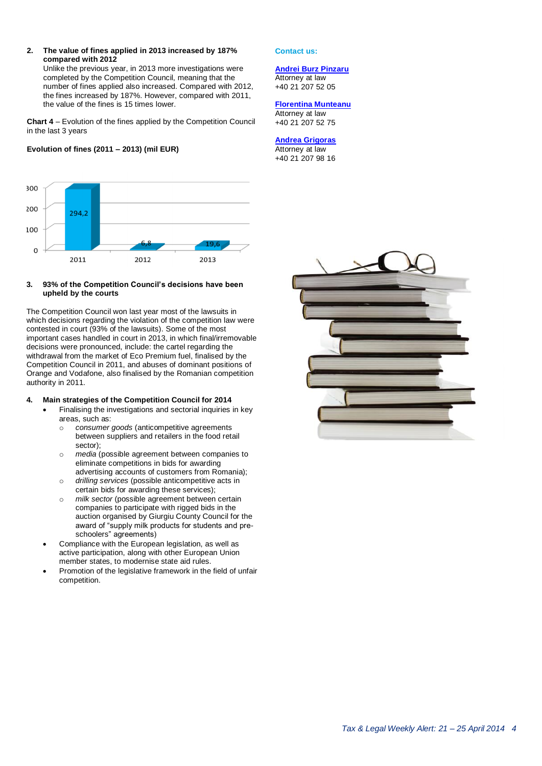**2. The value of fines applied in 2013 increased by 187% compared with 2012**

Unlike the previous year, in 2013 more investigations were completed by the Competition Council, meaning that the number of fines applied also increased. Compared with 2012, the fines increased by 187%. However, compared with 2011, the value of the fines is 15 times lower.

**Chart 4** – Evolution of the fines applied by the Competition Council in the last 3 years

**Evolution of fines (2011 – 2013) (mil EUR)**

| Year | Fines (mil EUR) |
|---|---|
| 2011 | 294,2 |
| 2012 | 6,8 |
| 2013 | 19,6 |

**3. 93% of the Competition Council's decisions have been upheld by the courts**

The Competition Council won last year most of the lawsuits in which decisions regarding the violation of the competition law were contested in court (93% of the lawsuits). Some of the most important cases handled in court in 2013, in which final/irremovable decisions were pronounced, include: the cartel regarding the withdrawal from the market of Eco Premium fuel, finalised by the Competition Council in 2011, and abuses of dominant positions of Orange and Vodafone, also finalised by the Romanian competition authority in 2011.

**4. Main strategies of the Competition Council for 2014**

- Finalising the investigations and sectorial inquiries in key areas, such as:
  - *consumer goods* (anticompetitive agreements between suppliers and retailers in the food retail sector);
  - *media* (possible agreement between companies to eliminate competitions in bids for awarding advertising accounts of customers from Romania);
  - *drilling services* (possible anticompetitive acts in certain bids for awarding these services);
  - *milk sector* (possible agreement between certain companies to participate with rigged bids in the auction organised by Giurgiu County Council for the award of "supply milk products for students and pre-schoolers" agreements)
- Compliance with the European legislation, as well as active participation, along with other European Union member states, to modernise state aid rules.
- Promotion of the legislative framework in the field of unfair competition.

**Contact us:**

**Andrei Burz Pinzaru**
Attorney at law
+40 21 207 52 05

**Florentina Munteanu**
Attorney at law
+40 21 207 52 75

**Andrea Grigoras**
Attorney at law
+40 21 207 98 16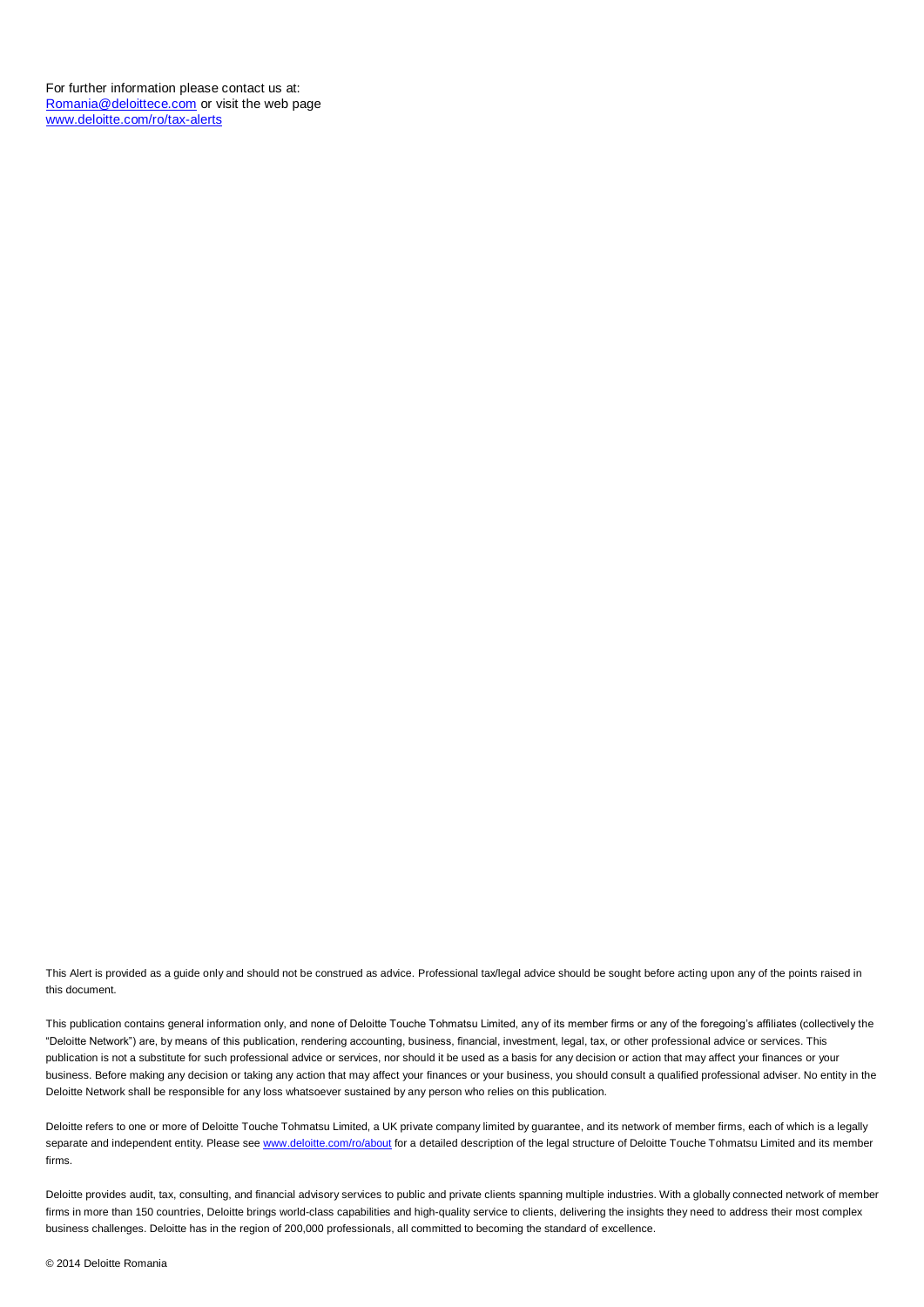For further information please contact us at:
Romania@deloittece.com or visit the web page
www.deloitte.com/ro/tax-alerts

This Alert is provided as a guide only and should not be construed as advice. Professional tax/legal advice should be sought before acting upon any of the points raised in this document.

This publication contains general information only, and none of Deloitte Touche Tohmatsu Limited, any of its member firms or any of the foregoing's affiliates (collectively the "Deloitte Network") are, by means of this publication, rendering accounting, business, financial, investment, legal, tax, or other professional advice or services. This publication is not a substitute for such professional advice or services, nor should it be used as a basis for any decision or action that may affect your finances or your business. Before making any decision or taking any action that may affect your finances or your business, you should consult a qualified professional adviser. No entity in the Deloitte Network shall be responsible for any loss whatsoever sustained by any person who relies on this publication.

Deloitte refers to one or more of Deloitte Touche Tohmatsu Limited, a UK private company limited by guarantee, and its network of member firms, each of which is a legally separate and independent entity. Please see www.deloitte.com/ro/about for a detailed description of the legal structure of Deloitte Touche Tohmatsu Limited and its member firms.

Deloitte provides audit, tax, consulting, and financial advisory services to public and private clients spanning multiple industries. With a globally connected network of member firms in more than 150 countries, Deloitte brings world-class capabilities and high-quality service to clients, delivering the insights they need to address their most complex business challenges. Deloitte has in the region of 200,000 professionals, all committed to becoming the standard of excellence.

© 2014 Deloitte Romania